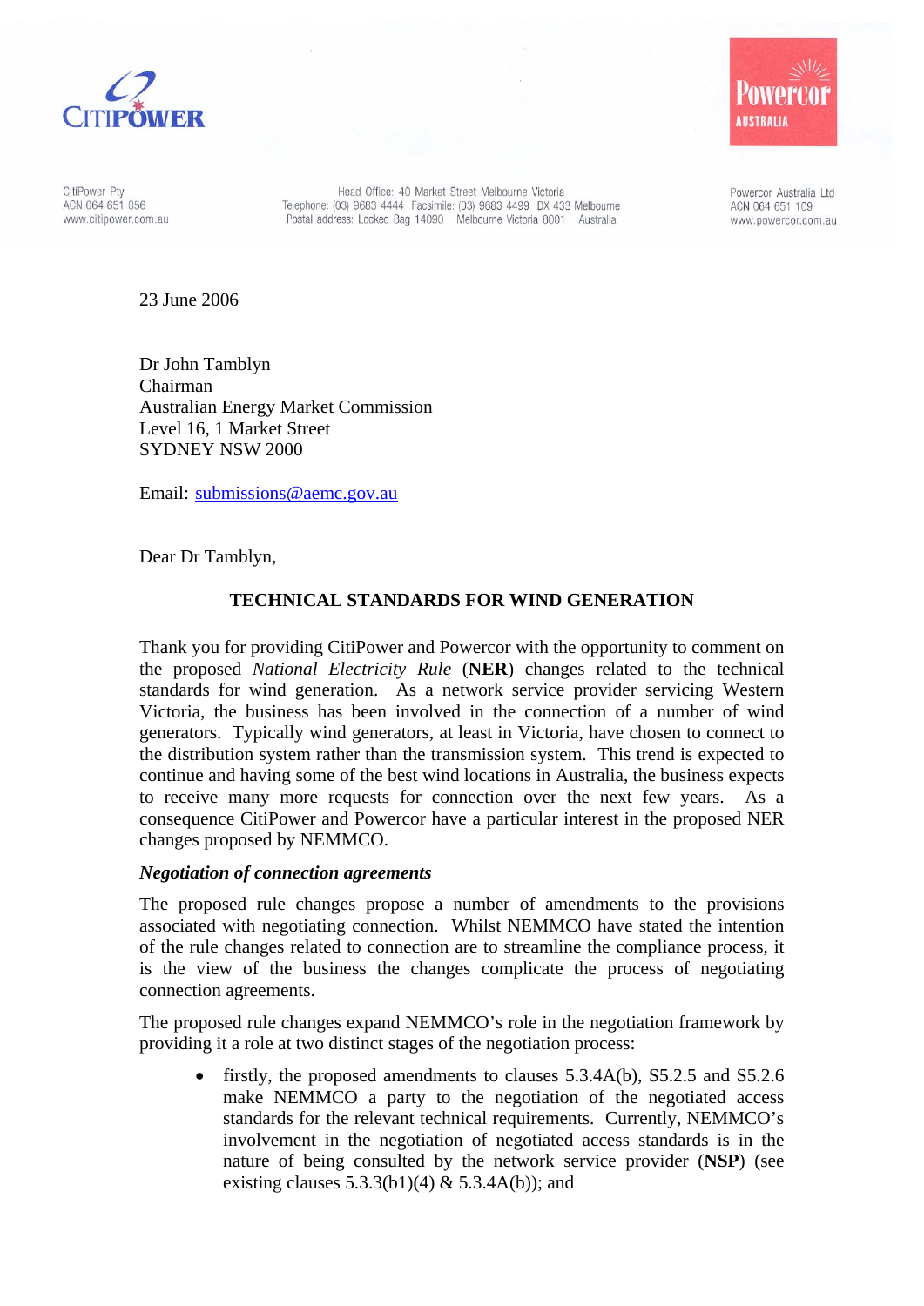CiTiPOWER

Powercor AUSTRALIA

CitiPower Pty
ACN 064 651 056
www.citipower.com.au

Head Office: 40 Market Street Melbourne Victoria
Telephone: (03) 9683 4444 Facsimile: (03) 9683 4499 DX 433 Melbourne
Postal address: Locked Bag 14090 Melbourne Victoria 8001 Australia

Powercor Australia Ltd
ACN 064 651 109
www.powercor.com.au

23 June 2006

Dr John Tamblyn
Chairman
Australian Energy Market Commission
Level 16, 1 Market Street
SYDNEY NSW 2000

Email: submissions@aemc.gov.au

Dear Dr Tamblyn,

**TECHNICAL STANDARDS FOR WIND GENERATION**

Thank you for providing CitiPower and Powercor with the opportunity to comment on the proposed *National Electricity Rule* (**NER**) changes related to the technical standards for wind generation. As a network service provider servicing Western Victoria, the business has been involved in the connection of a number of wind generators. Typically wind generators, at least in Victoria, have chosen to connect to the distribution system rather than the transmission system. This trend is expected to continue and having some of the best wind locations in Australia, the business expects to receive many more requests for connection over the next few years. As a consequence CitiPower and Powercor have a particular interest in the proposed NER changes proposed by NEMMCO.

***Negotiation of connection agreements***

The proposed rule changes propose a number of amendments to the provisions associated with negotiating connection. Whilst NEMMCO have stated the intention of the rule changes related to connection are to streamline the compliance process, it is the view of the business the changes complicate the process of negotiating connection agreements.

The proposed rule changes expand NEMMCO's role in the negotiation framework by providing it a role at two distinct stages of the negotiation process:

- firstly, the proposed amendments to clauses 5.3.4A(b), S5.2.5 and S5.2.6 make NEMMCO a party to the negotiation of the negotiated access standards for the relevant technical requirements. Currently, NEMMCO's involvement in the negotiation of negotiated access standards is in the nature of being consulted by the network service provider (**NSP**) (see existing clauses 5.3.3(b1)(4) & 5.3.4A(b)); and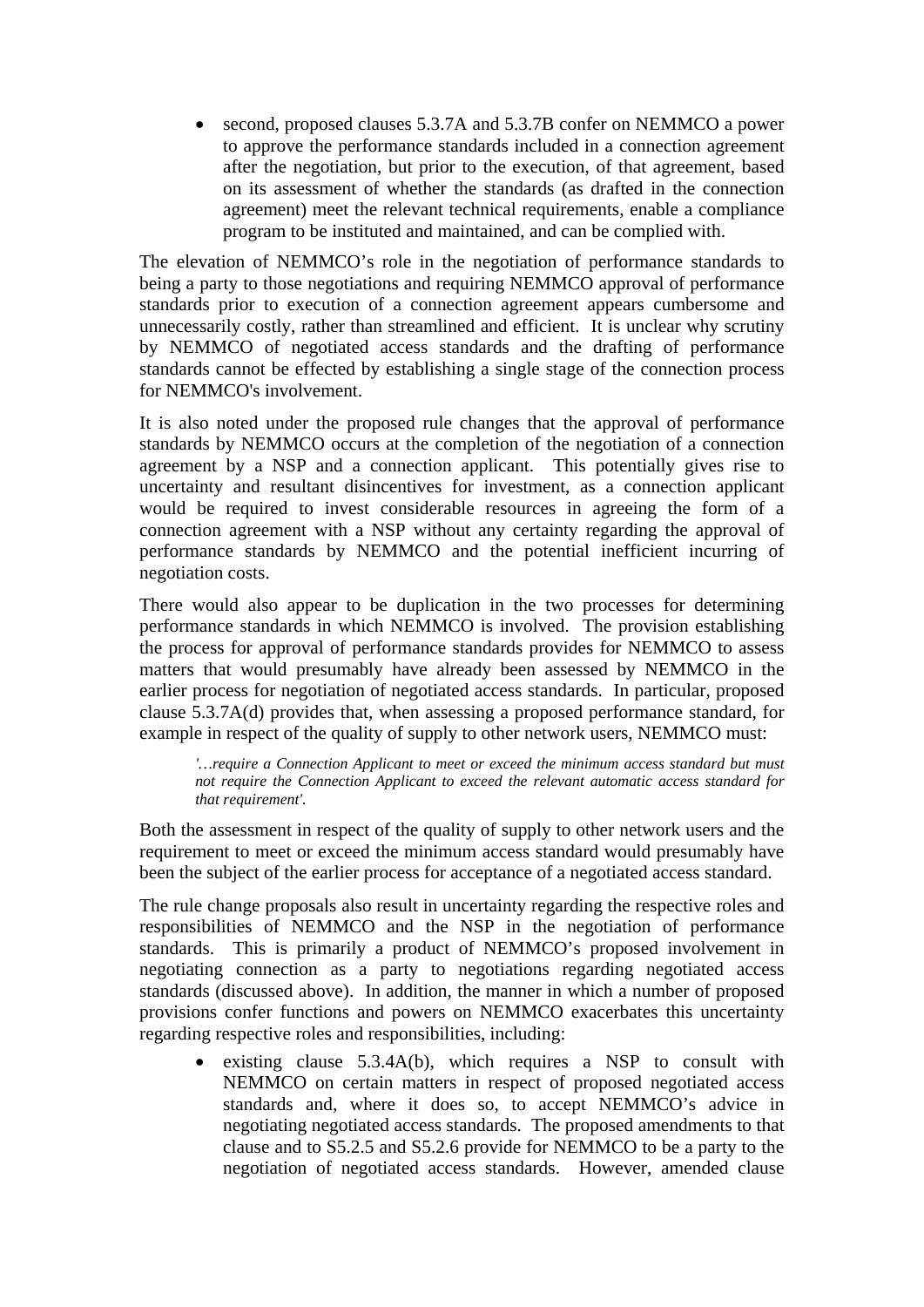- second, proposed clauses 5.3.7A and 5.3.7B confer on NEMMCO a power to approve the performance standards included in a connection agreement after the negotiation, but prior to the execution, of that agreement, based on its assessment of whether the standards (as drafted in the connection agreement) meet the relevant technical requirements, enable a compliance program to be instituted and maintained, and can be complied with.

The elevation of NEMMCO's role in the negotiation of performance standards to being a party to those negotiations and requiring NEMMCO approval of performance standards prior to execution of a connection agreement appears cumbersome and unnecessarily costly, rather than streamlined and efficient. It is unclear why scrutiny by NEMMCO of negotiated access standards and the drafting of performance standards cannot be effected by establishing a single stage of the connection process for NEMMCO's involvement.

It is also noted under the proposed rule changes that the approval of performance standards by NEMMCO occurs at the completion of the negotiation of a connection agreement by a NSP and a connection applicant. This potentially gives rise to uncertainty and resultant disincentives for investment, as a connection applicant would be required to invest considerable resources in agreeing the form of a connection agreement with a NSP without any certainty regarding the approval of performance standards by NEMMCO and the potential inefficient incurring of negotiation costs.

There would also appear to be duplication in the two processes for determining performance standards in which NEMMCO is involved. The provision establishing the process for approval of performance standards provides for NEMMCO to assess matters that would presumably have already been assessed by NEMMCO in the earlier process for negotiation of negotiated access standards. In particular, proposed clause 5.3.7A(d) provides that, when assessing a proposed performance standard, for example in respect of the quality of supply to other network users, NEMMCO must:

> *'…require a Connection Applicant to meet or exceed the minimum access standard but must not require the Connection Applicant to exceed the relevant automatic access standard for that requirement'.*

Both the assessment in respect of the quality of supply to other network users and the requirement to meet or exceed the minimum access standard would presumably have been the subject of the earlier process for acceptance of a negotiated access standard.

The rule change proposals also result in uncertainty regarding the respective roles and responsibilities of NEMMCO and the NSP in the negotiation of performance standards. This is primarily a product of NEMMCO's proposed involvement in negotiating connection as a party to negotiations regarding negotiated access standards (discussed above). In addition, the manner in which a number of proposed provisions confer functions and powers on NEMMCO exacerbates this uncertainty regarding respective roles and responsibilities, including:

- existing clause 5.3.4A(b), which requires a NSP to consult with NEMMCO on certain matters in respect of proposed negotiated access standards and, where it does so, to accept NEMMCO's advice in negotiating negotiated access standards. The proposed amendments to that clause and to S5.2.5 and S5.2.6 provide for NEMMCO to be a party to the negotiation of negotiated access standards. However, amended clause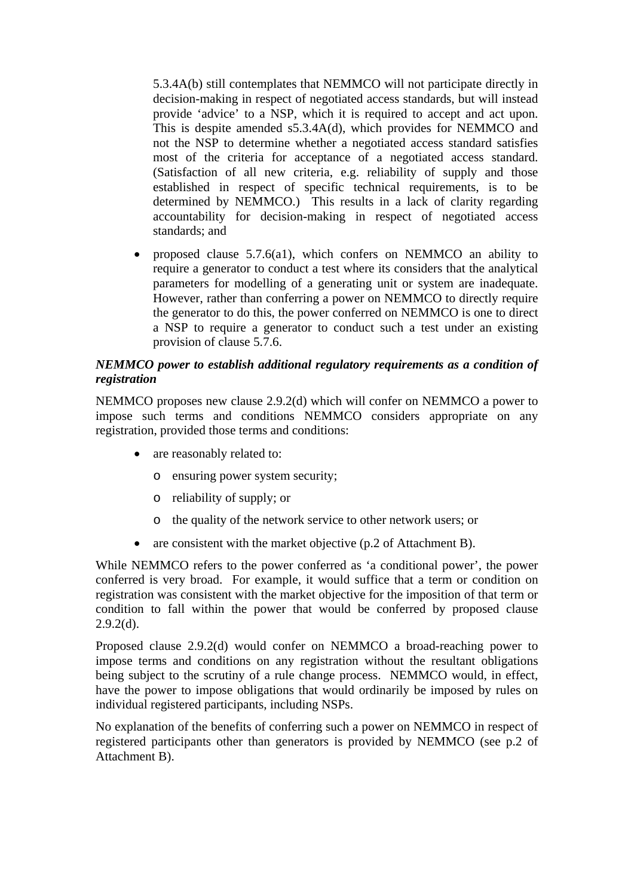5.3.4A(b) still contemplates that NEMMCO will not participate directly in decision-making in respect of negotiated access standards, but will instead provide 'advice' to a NSP, which it is required to accept and act upon. This is despite amended s5.3.4A(d), which provides for NEMMCO and not the NSP to determine whether a negotiated access standard satisfies most of the criteria for acceptance of a negotiated access standard. (Satisfaction of all new criteria, e.g. reliability of supply and those established in respect of specific technical requirements, is to be determined by NEMMCO.) This results in a lack of clarity regarding accountability for decision-making in respect of negotiated access standards; and

- proposed clause 5.7.6(a1), which confers on NEMMCO an ability to require a generator to conduct a test where its considers that the analytical parameters for modelling of a generating unit or system are inadequate. However, rather than conferring a power on NEMMCO to directly require the generator to do this, the power conferred on NEMMCO is one to direct a NSP to require a generator to conduct such a test under an existing provision of clause 5.7.6.

***NEMMCO power to establish additional regulatory requirements as a condition of registration***

NEMMCO proposes new clause 2.9.2(d) which will confer on NEMMCO a power to impose such terms and conditions NEMMCO considers appropriate on any registration, provided those terms and conditions:

- are reasonably related to:
  - ensuring power system security;
  - reliability of supply; or
  - the quality of the network service to other network users; or
- are consistent with the market objective (p.2 of Attachment B).

While NEMMCO refers to the power conferred as 'a conditional power', the power conferred is very broad. For example, it would suffice that a term or condition on registration was consistent with the market objective for the imposition of that term or condition to fall within the power that would be conferred by proposed clause 2.9.2(d).

Proposed clause 2.9.2(d) would confer on NEMMCO a broad-reaching power to impose terms and conditions on any registration without the resultant obligations being subject to the scrutiny of a rule change process. NEMMCO would, in effect, have the power to impose obligations that would ordinarily be imposed by rules on individual registered participants, including NSPs.

No explanation of the benefits of conferring such a power on NEMMCO in respect of registered participants other than generators is provided by NEMMCO (see p.2 of Attachment B).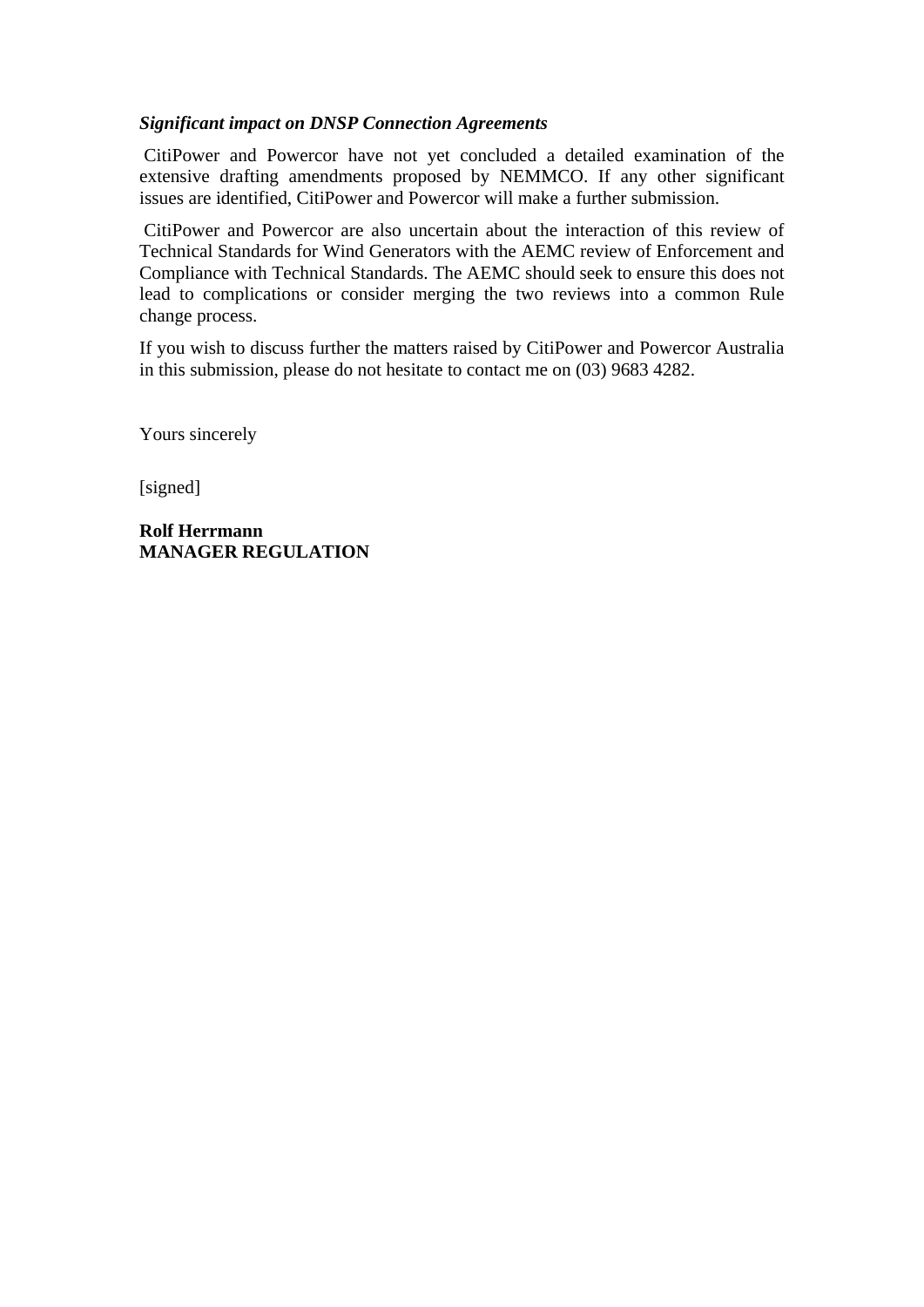***Significant impact on DNSP Connection Agreements***

CitiPower and Powercor have not yet concluded a detailed examination of the extensive drafting amendments proposed by NEMMCO. If any other significant issues are identified, CitiPower and Powercor will make a further submission.

CitiPower and Powercor are also uncertain about the interaction of this review of Technical Standards for Wind Generators with the AEMC review of Enforcement and Compliance with Technical Standards. The AEMC should seek to ensure this does not lead to complications or consider merging the two reviews into a common Rule change process.

If you wish to discuss further the matters raised by CitiPower and Powercor Australia in this submission, please do not hesitate to contact me on (03) 9683 4282.

Yours sincerely

[signed]

**Rolf Herrmann**
**MANAGER REGULATION**